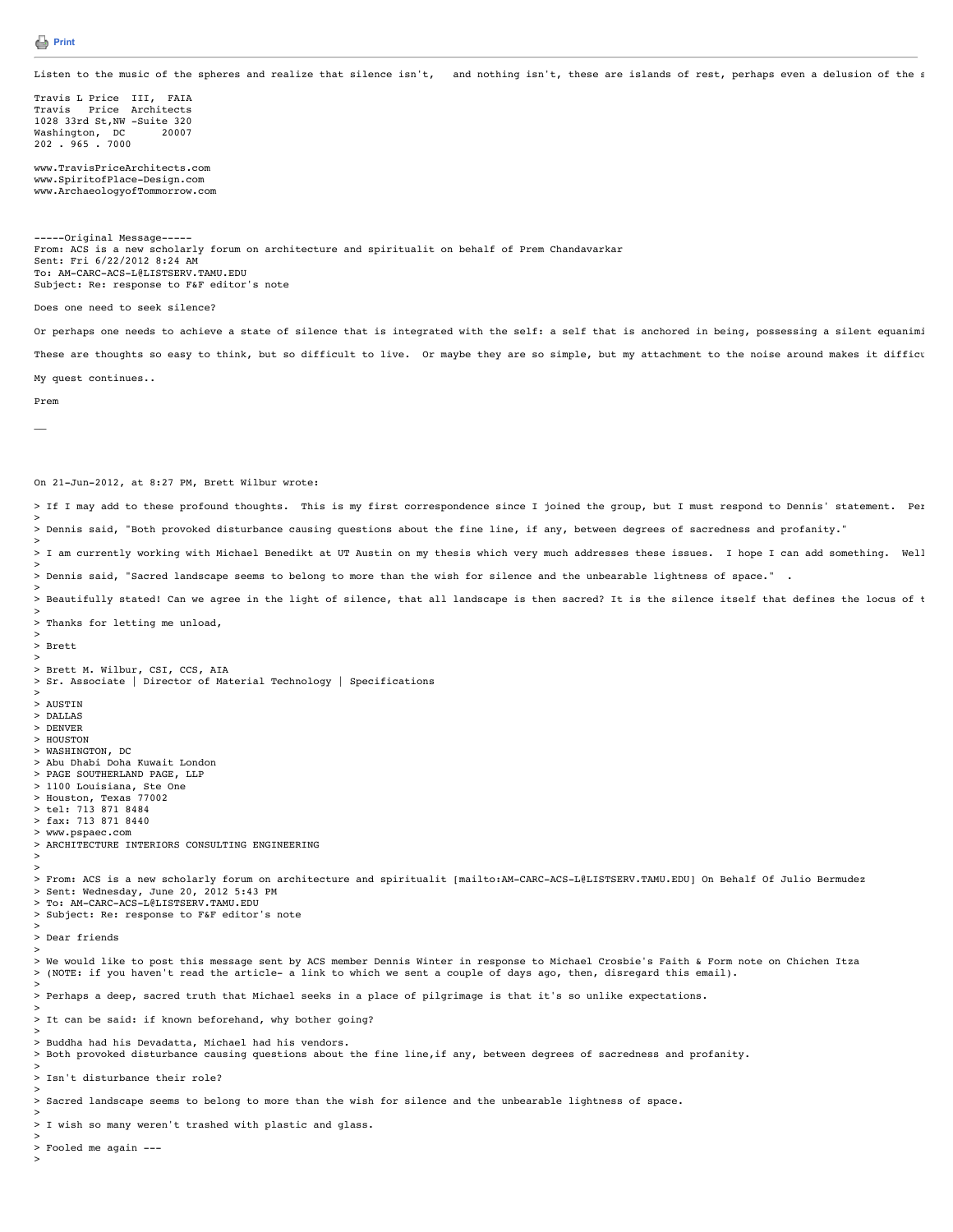Print

Listen to the music of the spheres and realize that silence isn't,   and nothing isn't, these are islands of rest, perhaps even a delusion of the s

Travis L Price  III,  FAIA
Travis   Price  Architects
1028 33rd St,NW -Suite 320
Washington,  DC      20007
202 . 965 . 7000

www.TravisPriceArchitects.com
www.SpiritofPlace-Design.com
www.ArchaeologyofTommorrow.com

-----Original Message-----
From: ACS is a new scholarly forum on architecture and spiritualit on behalf of Prem Chandavarkar
Sent: Fri 6/22/2012 8:24 AM
To: AM-CARC-ACS-L@LISTSERV.TAMU.EDU
Subject: Re: response to F&F editor's note

Does one need to seek silence?

Or perhaps one needs to achieve a state of silence that is integrated with the self: a self that is anchored in being, possessing a silent equanimi

These are thoughts so easy to think, but so difficult to live.  Or maybe they are so simple, but my attachment to the noise around makes it difficu

My quest continues..

Prem

—

On 21-Jun-2012, at 8:27 PM, Brett Wilbur wrote:

> If I may add to these profound thoughts.  This is my first correspondence since I joined the group, but I must respond to Dennis' statement.  Per
>
> Dennis said, "Both provoked disturbance causing questions about the fine line, if any, between degrees of sacredness and profanity."
>
> I am currently working with Michael Benedikt at UT Austin on my thesis which very much addresses these issues.  I hope I can add something.  Well
>
> Dennis said, "Sacred landscape seems to belong to more than the wish for silence and the unbearable lightness of space."  .
>
> Beautifully stated! Can we agree in the light of silence, that all landscape is then sacred? It is the silence itself that defines the locus of t
>
> Thanks for letting me unload,
>
> Brett
>
> Brett M. Wilbur, CSI, CCS, AIA
> Sr. Associate | Director of Material Technology | Specifications
>
> AUSTIN
> DALLAS
> DENVER
> HOUSTON
> WASHINGTON, DC
> Abu Dhabi Doha Kuwait London
> PAGE SOUTHERLAND PAGE, LLP
> 1100 Louisiana, Ste One
> Houston, Texas 77002
> tel: 713 871 8484
> fax: 713 871 8440
> www.pspaec.com
> ARCHITECTURE INTERIORS CONSULTING ENGINEERING
>
>
> From: ACS is a new scholarly forum on architecture and spiritualit [mailto:AM-CARC-ACS-L@LISTSERV.TAMU.EDU] On Behalf Of Julio Bermudez
> Sent: Wednesday, June 20, 2012 5:43 PM
> To: AM-CARC-ACS-L@LISTSERV.TAMU.EDU
> Subject: Re: response to F&F editor's note
>
> Dear friends
>
> We would like to post this message sent by ACS member Dennis Winter in response to Michael Crosbie's Faith & Form note on Chichen Itza
> (NOTE: if you haven't read the article- a link to which we sent a couple of days ago, then, disregard this email).
>
> Perhaps a deep, sacred truth that Michael seeks in a place of pilgrimage is that it's so unlike expectations.
>
> It can be said: if known beforehand, why bother going?
>
> Buddha had his Devadatta, Michael had his vendors.
> Both provoked disturbance causing questions about the fine line,if any, between degrees of sacredness and profanity.
>
> Isn't disturbance their role?
>
> Sacred landscape seems to belong to more than the wish for silence and the unbearable lightness of space.
>
> I wish so many weren't trashed with plastic and glass.
>
> Fooled me again ---
>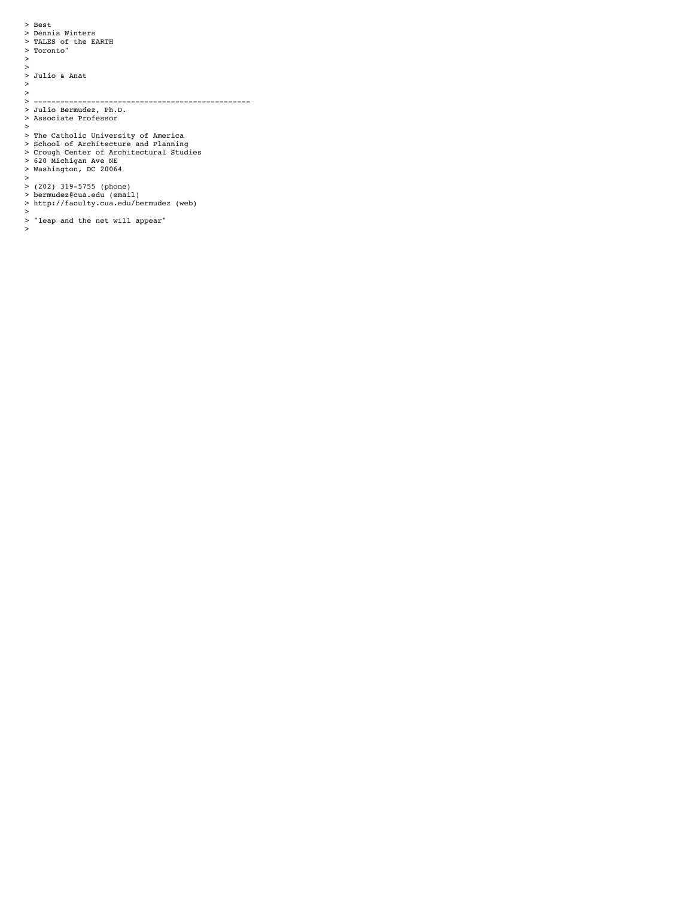> Best
> Dennis Winters
> TALES of the EARTH
> Toronto"
>
>
> Julio & Anat
>
>
> -----------------------------------------------
> Julio Bermudez, Ph.D.
> Associate Professor
>
> The Catholic University of America
> School of Architecture and Planning
> Crough Center of Architectural Studies
> 620 Michigan Ave NE
> Washington, DC 20064
>
> (202) 319-5755 (phone)
> bermudez@cua.edu (email)
> http://faculty.cua.edu/bermudez (web)
>
> "leap and the net will appear"
>